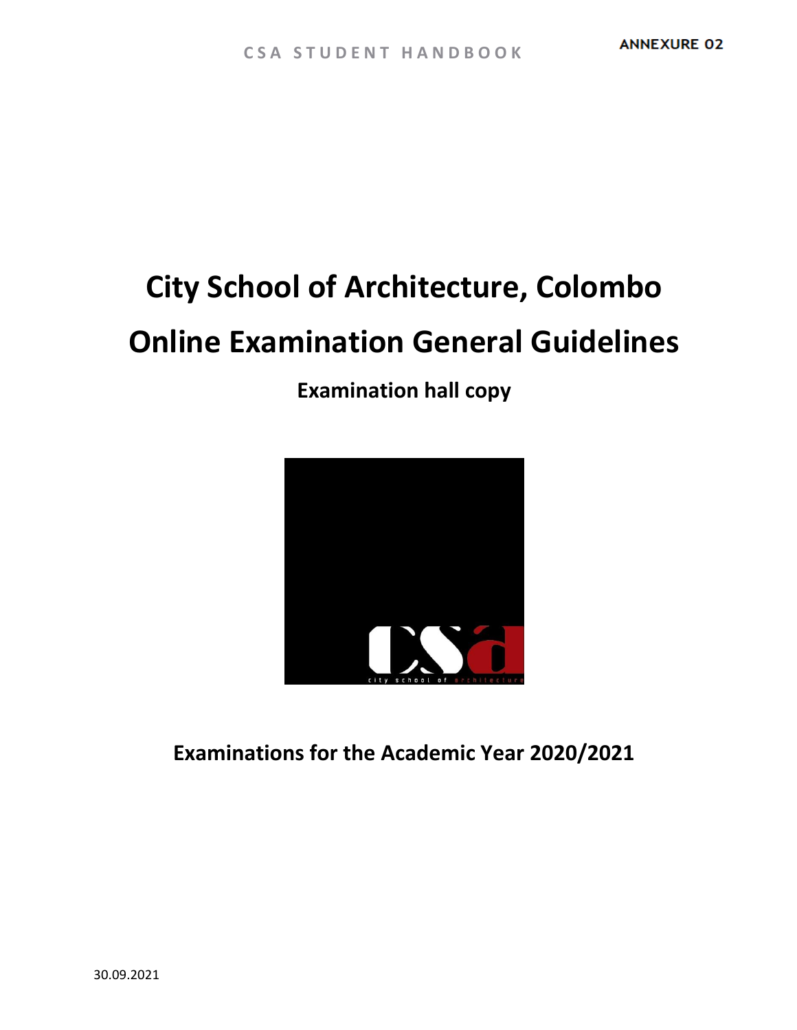ANNEXURE 02

# City School of Architecture, Colombo

# Online Examination General Guidelines

## Examination hall copy

## Examinations for the Academic Year 2020/2021

30.09.2021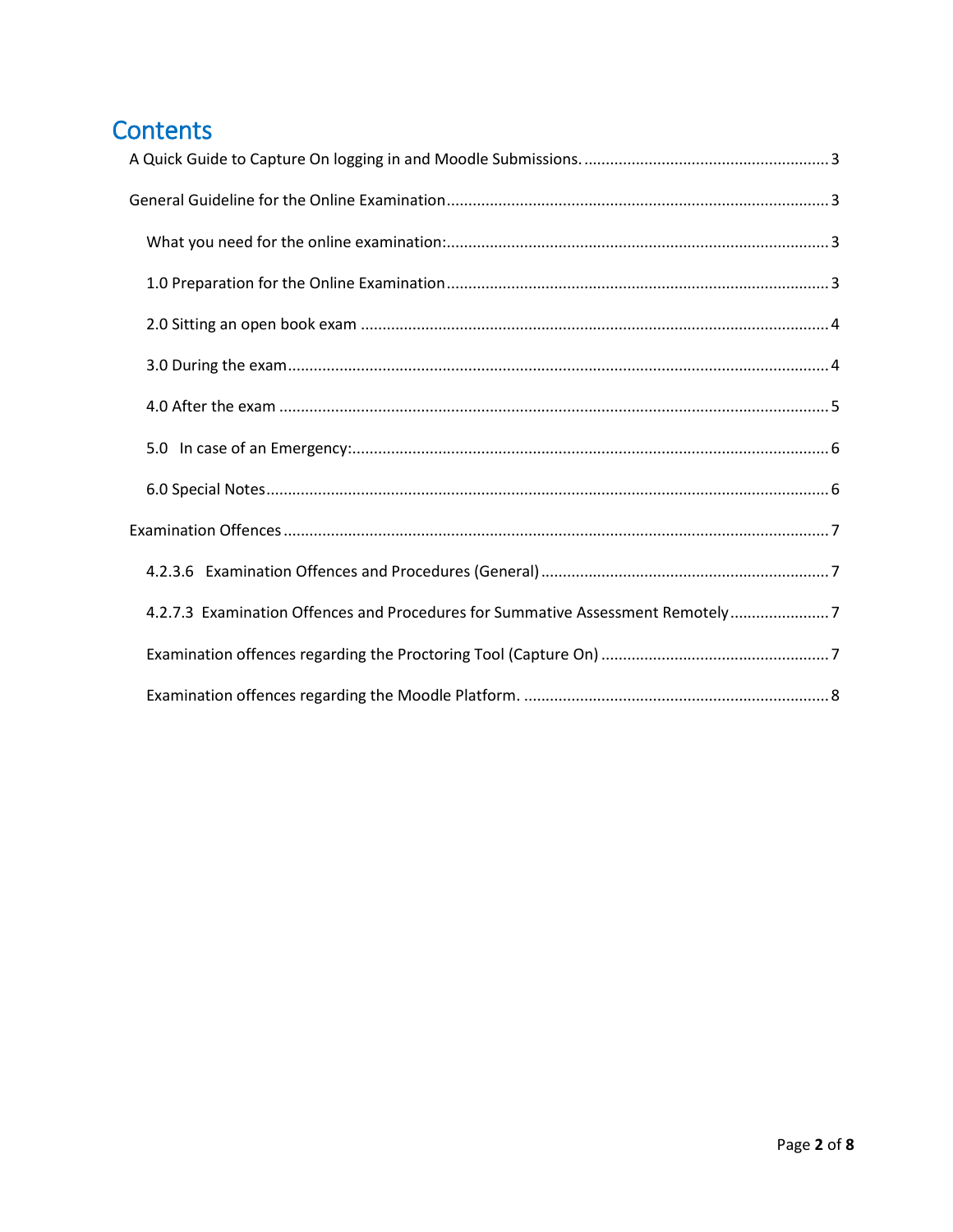# Contents

- A Quick Guide to Capture On logging in and Moodle Submissions. .......... 3
- General Guideline for the Online Examination .......... 3
  - What you need for the online examination: .......... 3
  - 1.0 Preparation for the Online Examination .......... 3
  - 2.0 Sitting an open book exam .......... 4
  - 3.0 During the exam .......... 4
  - 4.0 After the exam .......... 5
  - 5.0 In case of an Emergency: .......... 6
  - 6.0 Special Notes .......... 6
- Examination Offences .......... 7
  - 4.2.3.6 Examination Offences and Procedures (General) .......... 7
  - 4.2.7.3 Examination Offences and Procedures for Summative Assessment Remotely .......... 7
  - Examination offences regarding the Proctoring Tool (Capture On) .......... 7
  - Examination offences regarding the Moodle Platform. .......... 8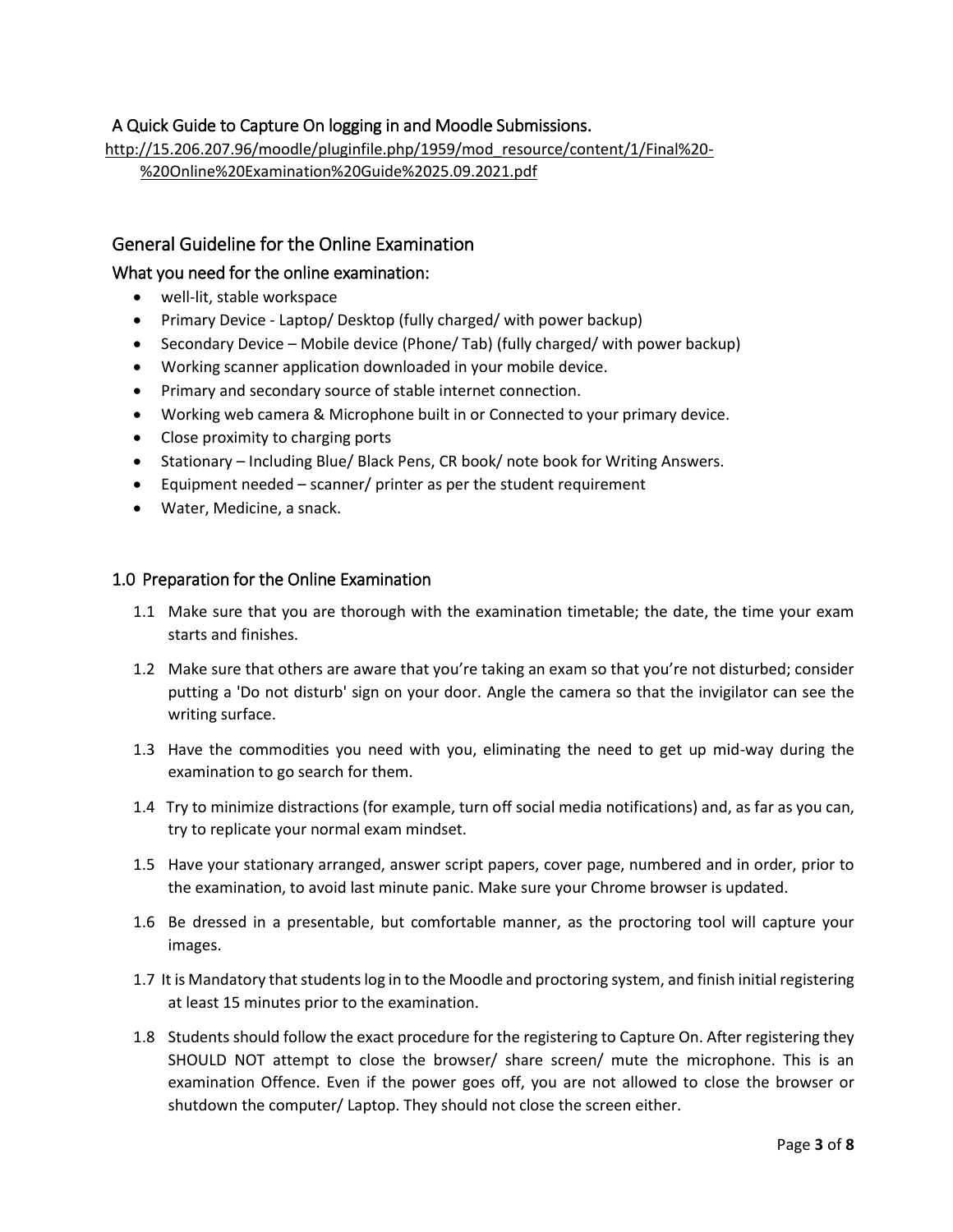## A Quick Guide to Capture On logging in and Moodle Submissions.

http://15.206.207.96/moodle/pluginfile.php/1959/mod_resource/content/1/Final%20-%20Online%20Examination%20Guide%2025.09.2021.pdf

## General Guideline for the Online Examination

### What you need for the online examination:

- well-lit, stable workspace
- Primary Device - Laptop/ Desktop (fully charged/ with power backup)
- Secondary Device – Mobile device (Phone/ Tab) (fully charged/ with power backup)
- Working scanner application downloaded in your mobile device.
- Primary and secondary source of stable internet connection.
- Working web camera & Microphone built in or Connected to your primary device.
- Close proximity to charging ports
- Stationary – Including Blue/ Black Pens, CR book/ note book for Writing Answers.
- Equipment needed – scanner/ printer as per the student requirement
- Water, Medicine, a snack.

## 1.0 Preparation for the Online Examination

1.1 Make sure that you are thorough with the examination timetable; the date, the time your exam starts and finishes.

1.2 Make sure that others are aware that you're taking an exam so that you're not disturbed; consider putting a 'Do not disturb' sign on your door. Angle the camera so that the invigilator can see the writing surface.

1.3 Have the commodities you need with you, eliminating the need to get up mid-way during the examination to go search for them.

1.4 Try to minimize distractions (for example, turn off social media notifications) and, as far as you can, try to replicate your normal exam mindset.

1.5 Have your stationary arranged, answer script papers, cover page, numbered and in order, prior to the examination, to avoid last minute panic. Make sure your Chrome browser is updated.

1.6 Be dressed in a presentable, but comfortable manner, as the proctoring tool will capture your images.

1.7 It is Mandatory that students log in to the Moodle and proctoring system, and finish initial registering at least 15 minutes prior to the examination.

1.8 Students should follow the exact procedure for the registering to Capture On. After registering they SHOULD NOT attempt to close the browser/ share screen/ mute the microphone. This is an examination Offence. Even if the power goes off, you are not allowed to close the browser or shutdown the computer/ Laptop. They should not close the screen either.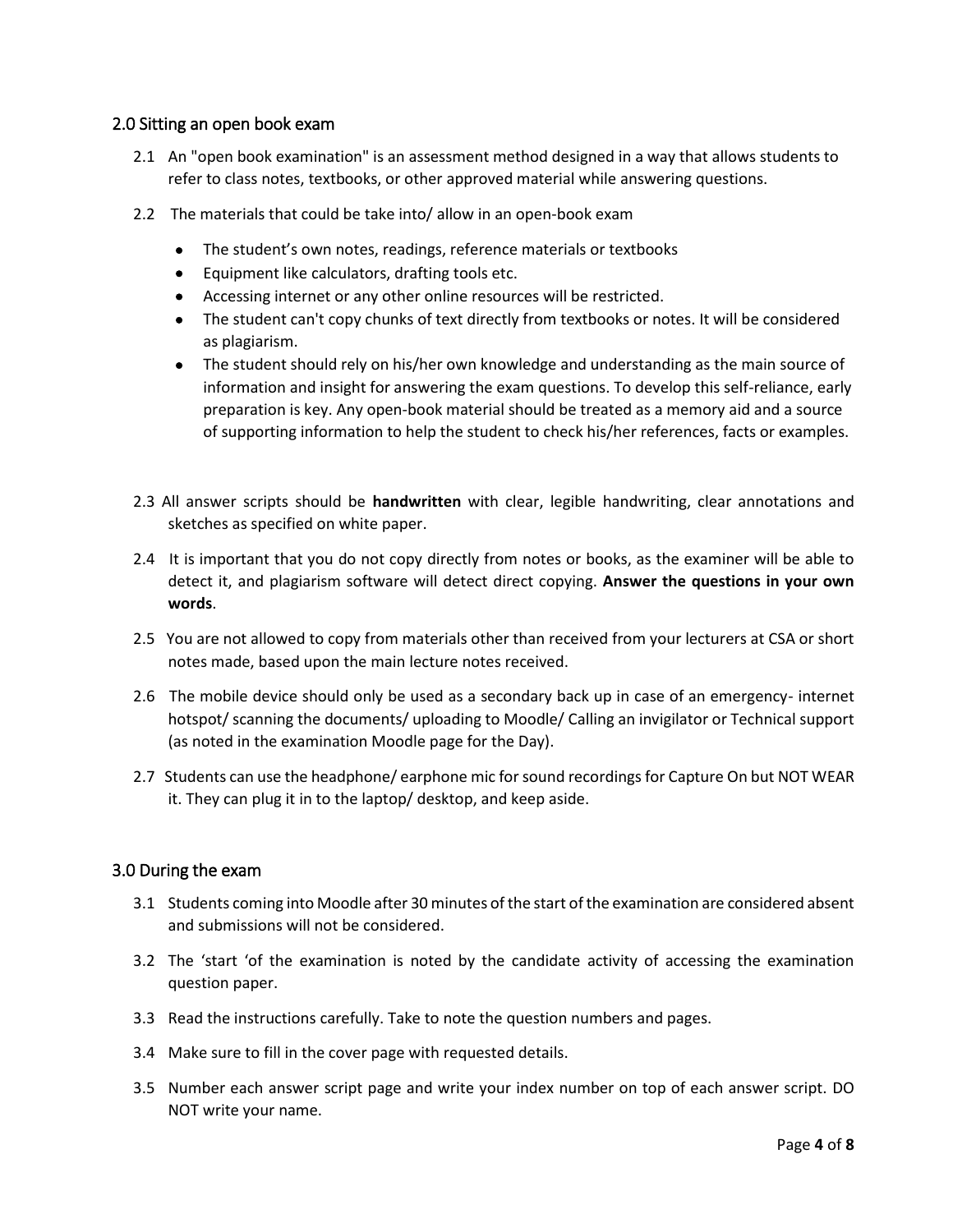## 2.0 Sitting an open book exam

2.1 An "open book examination" is an assessment method designed in a way that allows students to refer to class notes, textbooks, or other approved material while answering questions.

2.2 The materials that could be take into/ allow in an open-book exam

- The student's own notes, readings, reference materials or textbooks
- Equipment like calculators, drafting tools etc.
- Accessing internet or any other online resources will be restricted.
- The student can't copy chunks of text directly from textbooks or notes. It will be considered as plagiarism.
- The student should rely on his/her own knowledge and understanding as the main source of information and insight for answering the exam questions. To develop this self-reliance, early preparation is key. Any open-book material should be treated as a memory aid and a source of supporting information to help the student to check his/her references, facts or examples.

2.3 All answer scripts should be **handwritten** with clear, legible handwriting, clear annotations and sketches as specified on white paper.

2.4 It is important that you do not copy directly from notes or books, as the examiner will be able to detect it, and plagiarism software will detect direct copying. **Answer the questions in your own words**.

2.5 You are not allowed to copy from materials other than received from your lecturers at CSA or short notes made, based upon the main lecture notes received.

2.6 The mobile device should only be used as a secondary back up in case of an emergency- internet hotspot/ scanning the documents/ uploading to Moodle/ Calling an invigilator or Technical support (as noted in the examination Moodle page for the Day).

2.7 Students can use the headphone/ earphone mic for sound recordings for Capture On but NOT WEAR it. They can plug it in to the laptop/ desktop, and keep aside.

## 3.0 During the exam

3.1 Students coming into Moodle after 30 minutes of the start of the examination are considered absent and submissions will not be considered.

3.2 The 'start 'of the examination is noted by the candidate activity of accessing the examination question paper.

3.3 Read the instructions carefully. Take to note the question numbers and pages.

3.4 Make sure to fill in the cover page with requested details.

3.5 Number each answer script page and write your index number on top of each answer script. DO NOT write your name.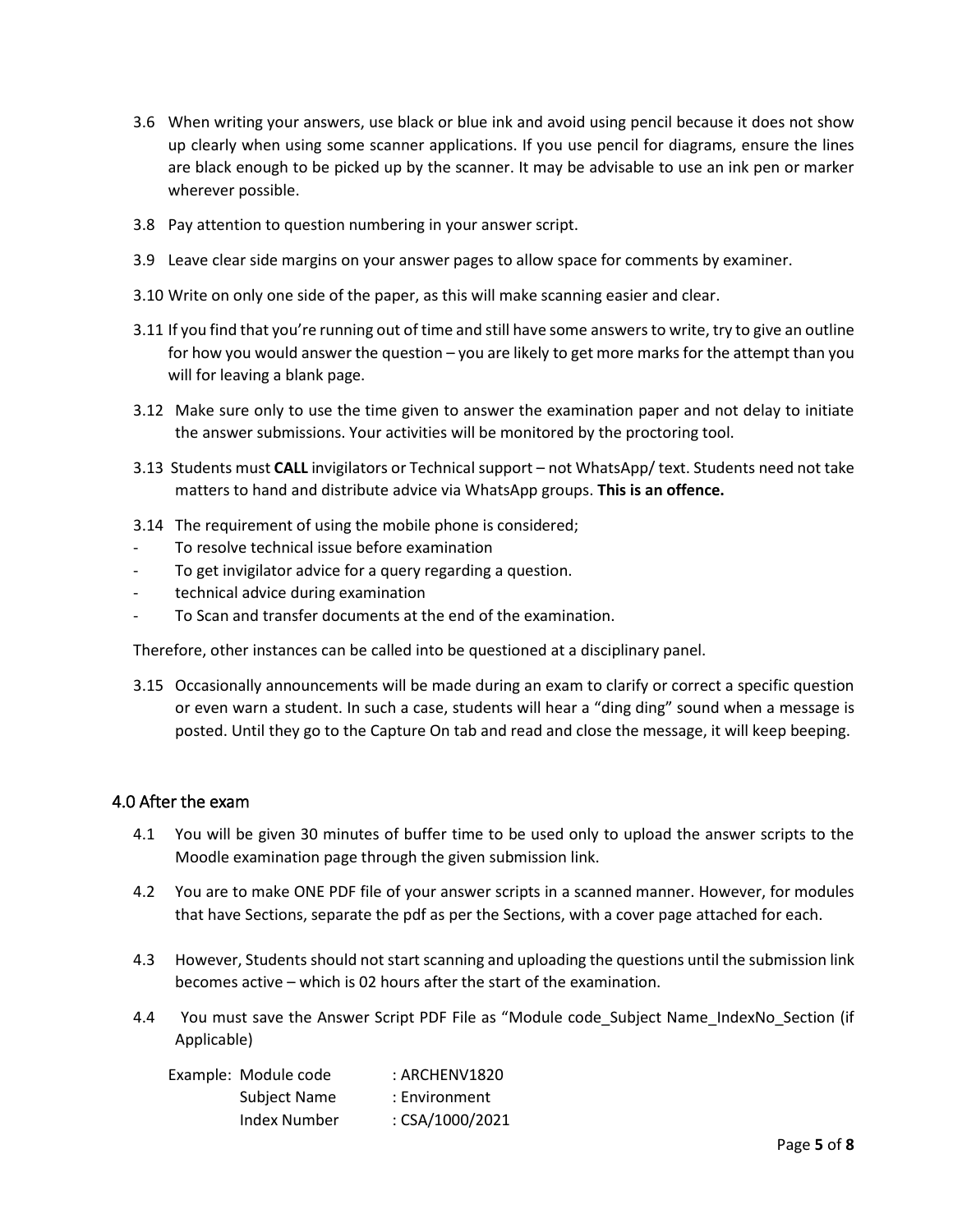3.6 When writing your answers, use black or blue ink and avoid using pencil because it does not show up clearly when using some scanner applications. If you use pencil for diagrams, ensure the lines are black enough to be picked up by the scanner. It may be advisable to use an ink pen or marker wherever possible.

3.8 Pay attention to question numbering in your answer script.

3.9 Leave clear side margins on your answer pages to allow space for comments by examiner.

3.10 Write on only one side of the paper, as this will make scanning easier and clear.

3.11 If you find that you're running out of time and still have some answers to write, try to give an outline for how you would answer the question – you are likely to get more marks for the attempt than you will for leaving a blank page.

3.12 Make sure only to use the time given to answer the examination paper and not delay to initiate the answer submissions. Your activities will be monitored by the proctoring tool.

3.13 Students must **CALL** invigilators or Technical support – not WhatsApp/ text. Students need not take matters to hand and distribute advice via WhatsApp groups. **This is an offence.**

3.14 The requirement of using the mobile phone is considered;

- To resolve technical issue before examination
- To get invigilator advice for a query regarding a question.
- technical advice during examination
- To Scan and transfer documents at the end of the examination.

Therefore, other instances can be called into be questioned at a disciplinary panel.

3.15 Occasionally announcements will be made during an exam to clarify or correct a specific question or even warn a student. In such a case, students will hear a "ding ding" sound when a message is posted. Until they go to the Capture On tab and read and close the message, it will keep beeping.

## 4.0 After the exam

4.1 You will be given 30 minutes of buffer time to be used only to upload the answer scripts to the Moodle examination page through the given submission link.

4.2 You are to make ONE PDF file of your answer scripts in a scanned manner. However, for modules that have Sections, separate the pdf as per the Sections, with a cover page attached for each.

4.3 However, Students should not start scanning and uploading the questions until the submission link becomes active – which is 02 hours after the start of the examination.

4.4 You must save the Answer Script PDF File as "Module code_Subject Name_IndexNo_Section (if Applicable)

Example: Module code : ARCHENV1820
Subject Name : Environment
Index Number : CSA/1000/2021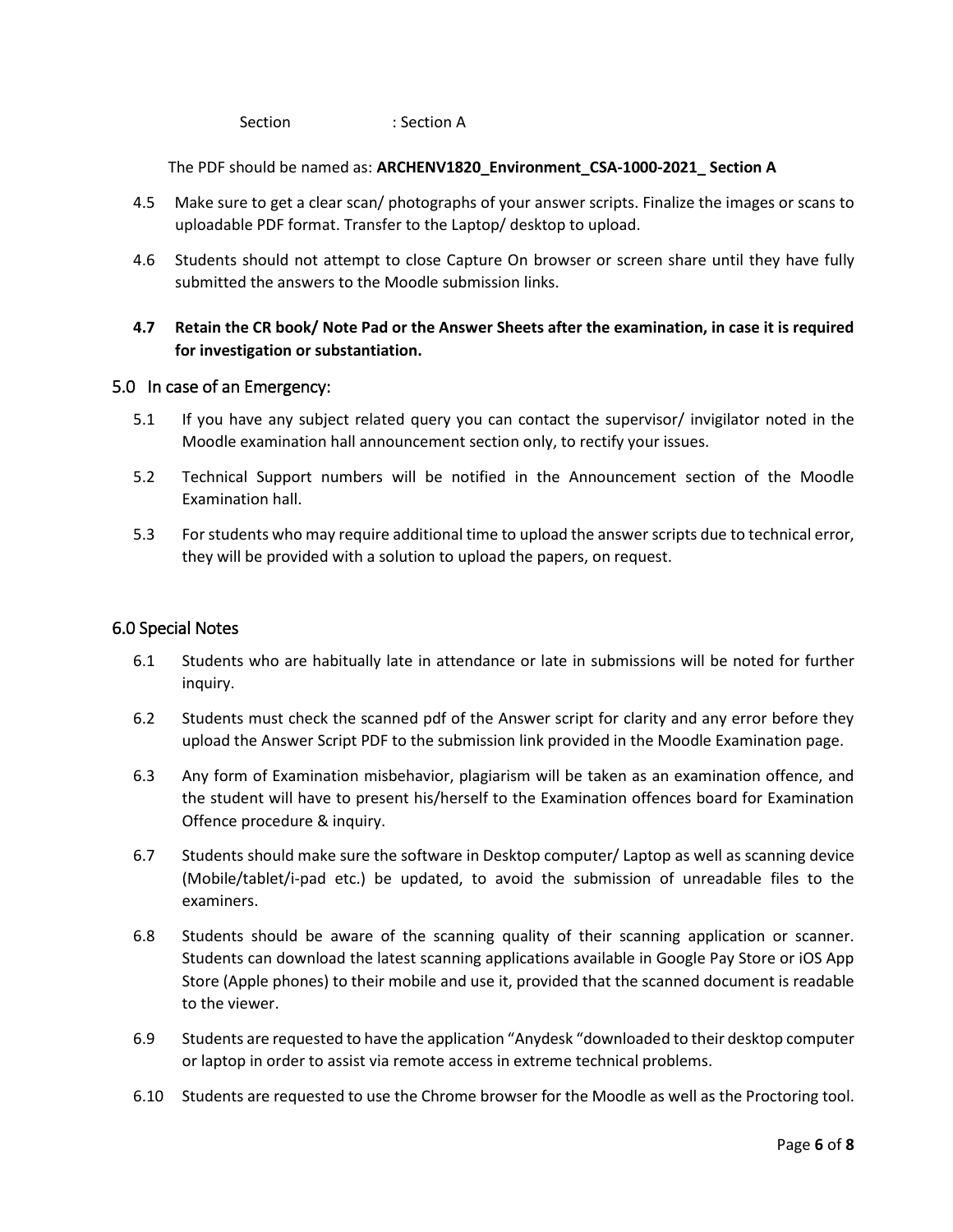Section : Section A

The PDF should be named as: **ARCHENV1820_Environment_CSA-1000-2021_ Section A**

4.5 Make sure to get a clear scan/ photographs of your answer scripts. Finalize the images or scans to uploadable PDF format. Transfer to the Laptop/ desktop to upload.

4.6 Students should not attempt to close Capture On browser or screen share until they have fully submitted the answers to the Moodle submission links.

**4.7 Retain the CR book/ Note Pad or the Answer Sheets after the examination, in case it is required for investigation or substantiation.**

## 5.0 In case of an Emergency:

5.1 If you have any subject related query you can contact the supervisor/ invigilator noted in the Moodle examination hall announcement section only, to rectify your issues.

5.2 Technical Support numbers will be notified in the Announcement section of the Moodle Examination hall.

5.3 For students who may require additional time to upload the answer scripts due to technical error, they will be provided with a solution to upload the papers, on request.

## 6.0 Special Notes

6.1 Students who are habitually late in attendance or late in submissions will be noted for further inquiry.

6.2 Students must check the scanned pdf of the Answer script for clarity and any error before they upload the Answer Script PDF to the submission link provided in the Moodle Examination page.

6.3 Any form of Examination misbehavior, plagiarism will be taken as an examination offence, and the student will have to present his/herself to the Examination offences board for Examination Offence procedure & inquiry.

6.7 Students should make sure the software in Desktop computer/ Laptop as well as scanning device (Mobile/tablet/i-pad etc.) be updated, to avoid the submission of unreadable files to the examiners.

6.8 Students should be aware of the scanning quality of their scanning application or scanner. Students can download the latest scanning applications available in Google Pay Store or iOS App Store (Apple phones) to their mobile and use it, provided that the scanned document is readable to the viewer.

6.9 Students are requested to have the application "Anydesk "downloaded to their desktop computer or laptop in order to assist via remote access in extreme technical problems.

6.10 Students are requested to use the Chrome browser for the Moodle as well as the Proctoring tool.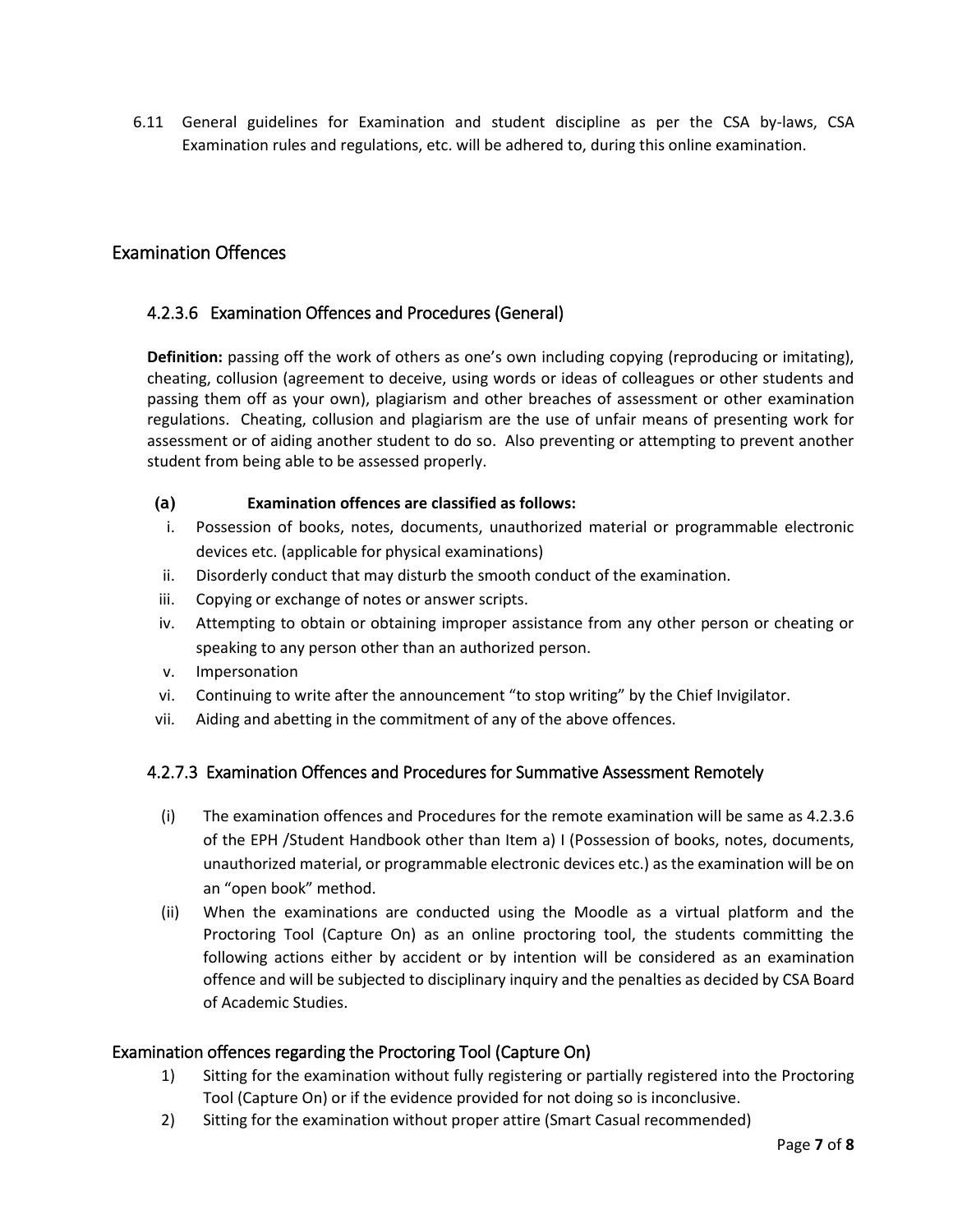6.11 General guidelines for Examination and student discipline as per the CSA by-laws, CSA Examination rules and regulations, etc. will be adhered to, during this online examination.

## Examination Offences

### 4.2.3.6 Examination Offences and Procedures (General)

**Definition:** passing off the work of others as one's own including copying (reproducing or imitating), cheating, collusion (agreement to deceive, using words or ideas of colleagues or other students and passing them off as your own), plagiarism and other breaches of assessment or other examination regulations. Cheating, collusion and plagiarism are the use of unfair means of presenting work for assessment or of aiding another student to do so. Also preventing or attempting to prevent another student from being able to be assessed properly.

**(a) Examination offences are classified as follows:**

- i. Possession of books, notes, documents, unauthorized material or programmable electronic devices etc. (applicable for physical examinations)
- ii. Disorderly conduct that may disturb the smooth conduct of the examination.
- iii. Copying or exchange of notes or answer scripts.
- iv. Attempting to obtain or obtaining improper assistance from any other person or cheating or speaking to any person other than an authorized person.
- v. Impersonation
- vi. Continuing to write after the announcement "to stop writing" by the Chief Invigilator.
- vii. Aiding and abetting in the commitment of any of the above offences.

### 4.2.7.3 Examination Offences and Procedures for Summative Assessment Remotely

- (i) The examination offences and Procedures for the remote examination will be same as 4.2.3.6 of the EPH /Student Handbook other than Item a) I (Possession of books, notes, documents, unauthorized material, or programmable electronic devices etc.) as the examination will be on an "open book" method.
- (ii) When the examinations are conducted using the Moodle as a virtual platform and the Proctoring Tool (Capture On) as an online proctoring tool, the students committing the following actions either by accident or by intention will be considered as an examination offence and will be subjected to disciplinary inquiry and the penalties as decided by CSA Board of Academic Studies.

## Examination offences regarding the Proctoring Tool (Capture On)

1) Sitting for the examination without fully registering or partially registered into the Proctoring Tool (Capture On) or if the evidence provided for not doing so is inconclusive.
2) Sitting for the examination without proper attire (Smart Casual recommended)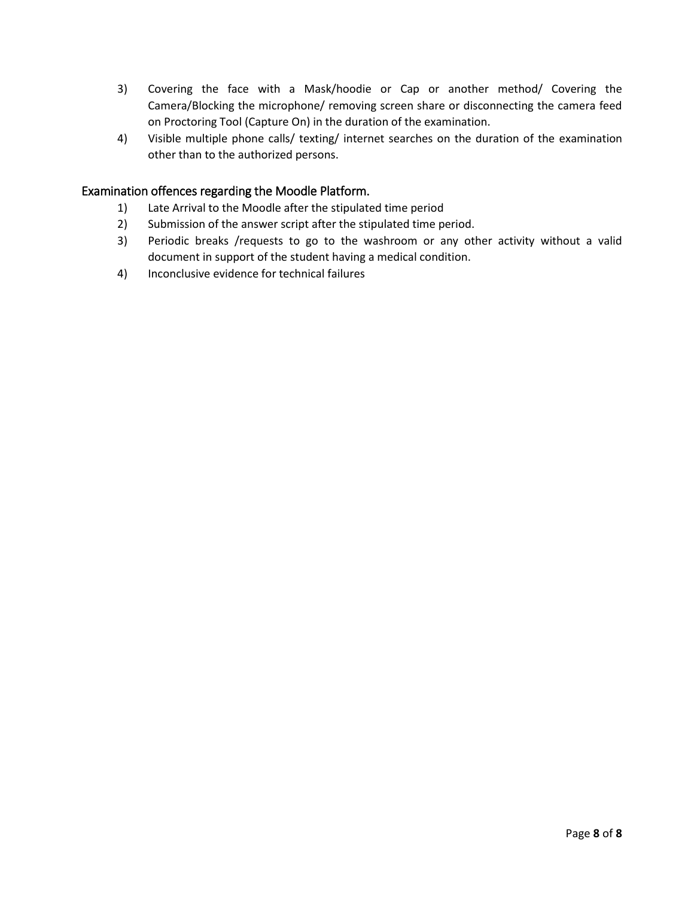3) Covering the face with a Mask/hoodie or Cap or another method/ Covering the Camera/Blocking the microphone/ removing screen share or disconnecting the camera feed on Proctoring Tool (Capture On) in the duration of the examination.
4) Visible multiple phone calls/ texting/ internet searches on the duration of the examination other than to the authorized persons.

## Examination offences regarding the Moodle Platform.

1) Late Arrival to the Moodle after the stipulated time period
2) Submission of the answer script after the stipulated time period.
3) Periodic breaks /requests to go to the washroom or any other activity without a valid document in support of the student having a medical condition.
4) Inconclusive evidence for technical failures